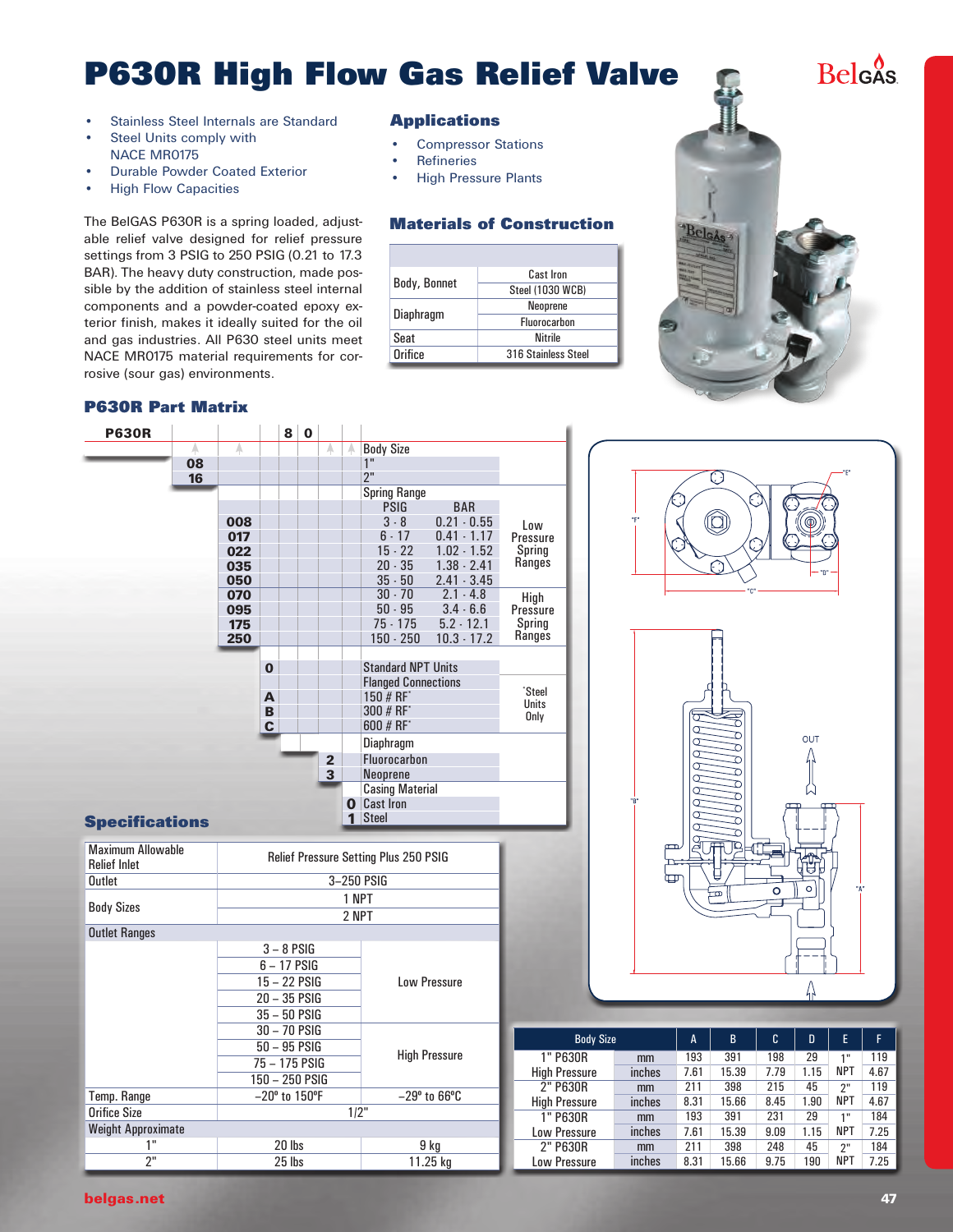# P630R High Flow Gas Relief Valve

- Stainless Steel Internals are Standard
- Steel Units comply with NACE MR0175
- Durable Powder Coated Exterior
- High Flow Capacities

The BelGAS P630R is a spring loaded, adjustable relief valve designed for relief pressure settings from 3 PSIG to 250 PSIG (0.21 to 17.3 BAR). The heavy duty construction, made possible by the addition of stainless steel internal components and a powder-coated epoxy exterior finish, makes it ideally suited for the oil and gas industries. All P630 steel units meet NACE MR0175 material requirements for corrosive (sour gas) environments.

## Applications

- Compressor Stations
- Refineries
- High Pressure Plants

## Materials of Construction

| | |
|---|---|
| Body, Bonnet | Cast Iron |
| | Steel (1030 WCB) |
| Diaphragm | Neoprene |
| | Fluorocarbon |
| Seat | Nitrile |
| Orifice | 316 Stainless Steel |

## P630R Part Matrix

P630R — [Body Size] [Spring Range] [Connections] 8 0 [Diaphragm] [Casing Material]

| Code | Body Size | | |
|---|---|---|---|
| 08 | 1" | | |
| 16 | 2" | | |

| Code | Spring Range PSIG | BAR | |
|---|---|---|---|
| 008 | 3 - 8 | 0.21 - 0.55 | Low Pressure Spring Ranges |
| 017 | 6 - 17 | 0.41 - 1.17 | |
| 022 | 15 - 22 | 1.02 - 1.52 | |
| 035 | 20 - 35 | 1.38 - 2.41 | |
| 050 | 35 - 50 | 2.41 - 3.45 | |
| 070 | 30 - 70 | 2.1 - 4.8 | High Pressure Spring Ranges |
| 095 | 50 - 95 | 3.4 - 6.6 | |
| 175 | 75 - 175 | 5.2 - 12.1 | |
| 250 | 150 - 250 | 10.3 - 17.2 | |

| Code | Connections | |
|---|---|---|
| 0 | Standard NPT Units | |
| | Flanged Connections | *Steel Units Only |
| A | 150 # RF* | |
| B | 300 # RF* | |
| C | 600 # RF* | |

| Code | Diaphragm |
|---|---|
| 2 | Fluorocarbon |
| 3 | Neoprene |

| Code | Casing Material |
|---|---|
| 0 | Cast Iron |
| 1 | Steel |

## Specifications

| | | |
|---|---|---|
| Maximum Allowable Relief Inlet | Relief Pressure Setting Plus 250 PSIG | |
| Outlet | 3–250 PSIG | |
| Body Sizes | 1 NPT | |
| | 2 NPT | |
| Outlet Ranges | | |
| | 3 – 8 PSIG | Low Pressure |
| | 6 – 17 PSIG | |
| | 15 – 22 PSIG | |
| | 20 – 35 PSIG | |
| | 35 – 50 PSIG | |
| | 30 – 70 PSIG | High Pressure |
| | 50 – 95 PSIG | |
| | 75 – 175 PSIG | |
| | 150 – 250 PSIG | |
| Temp. Range | –20° to 150°F | –29° to 66°C |
| Orifice Size | 1/2" | |
| Weight Approximate | | |
| 1" | 20 lbs | 9 kg |
| 2" | 25 lbs | 11.25 kg |

| Body Size | | A | B | C | D | E | F |
|---|---|---|---|---|---|---|---|
| 1" P630R | mm | 193 | 391 | 198 | 29 | 1" | 119 |
| High Pressure | inches | 7.61 | 15.39 | 7.79 | 1.15 | NPT | 4.67 |
| 2" P630R | mm | 211 | 398 | 215 | 45 | 2" | 119 |
| High Pressure | inches | 8.31 | 15.66 | 8.45 | 1.90 | NPT | 4.67 |
| 1" P630R | mm | 193 | 391 | 231 | 29 | 1" | 184 |
| Low Pressure | inches | 7.61 | 15.39 | 9.09 | 1.15 | NPT | 7.25 |
| 2" P630R | mm | 211 | 398 | 248 | 45 | 2" | 184 |
| Low Pressure | inches | 8.31 | 15.66 | 9.75 | 190 | NPT | 7.25 |

belgas.net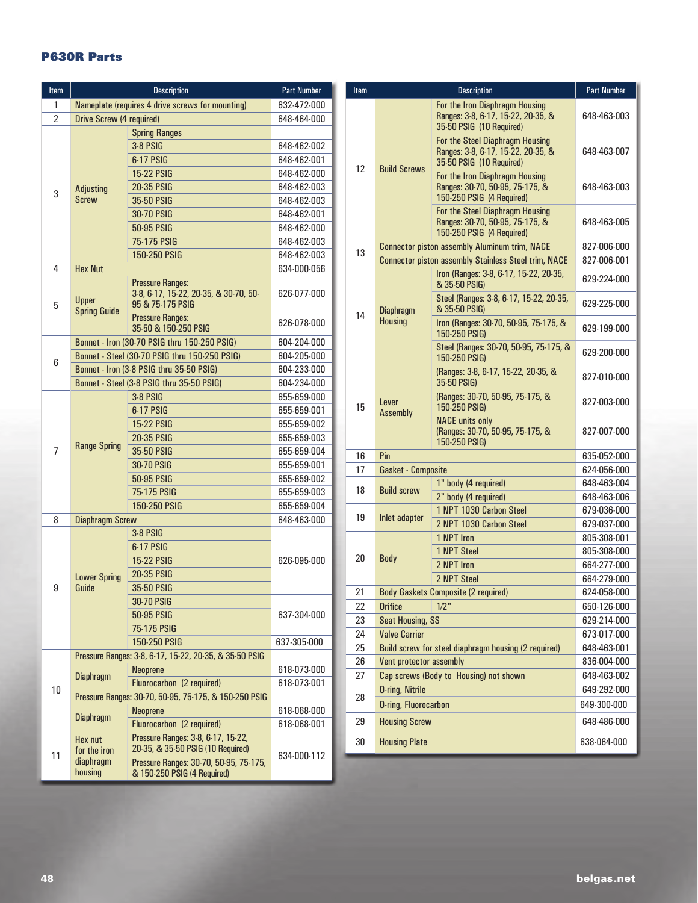## P630R Parts

| Item | Description | | Part Number |
|---|---|---|---|
| 1 | Nameplate (requires 4 drive screws for mounting) | | 632-472-000 |
| 2 | Drive Screw (4 required) | | 648-464-000 |
| 3 | Adjusting Screw | Spring Ranges | |
| | | 3-8 PSIG | 648-462-002 |
| | | 6-17 PSIG | 648-462-001 |
| | | 15-22 PSIG | 648-462-000 |
| | | 20-35 PSIG | 648-462-003 |
| | | 35-50 PSIG | 648-462-003 |
| | | 30-70 PSIG | 648-462-001 |
| | | 50-95 PSIG | 648-462-000 |
| | | 75-175 PSIG | 648-462-003 |
| | | 150-250 PSIG | 648-462-003 |
| 4 | Hex Nut | | 634-000-056 |
| 5 | Upper Spring Guide | Pressure Ranges: 3-8, 6-17, 15-22, 20-35, & 30-70, 50-95 & 75-175 PSIG | 626-077-000 |
| | | Pressure Ranges: 35-50 & 150-250 PSIG | 626-078-000 |
| 6 | Bonnet - Iron (30-70 PSIG thru 150-250 PSIG) | | 604-204-000 |
| | Bonnet - Steel (30-70 PSIG thru 150-250 PSIG) | | 604-205-000 |
| | Bonnet - Iron (3-8 PSIG thru 35-50 PSIG) | | 604-233-000 |
| | Bonnet - Steel (3-8 PSIG thru 35-50 PSIG) | | 604-234-000 |
| 7 | Range Spring | 3-8 PSIG | 655-659-000 |
| | | 6-17 PSIG | 655-659-001 |
| | | 15-22 PSIG | 655-659-002 |
| | | 20-35 PSIG | 655-659-003 |
| | | 35-50 PSIG | 655-659-004 |
| | | 30-70 PSIG | 655-659-001 |
| | | 50-95 PSIG | 655-659-002 |
| | | 75-175 PSIG | 655-659-003 |
| | | 150-250 PSIG | 655-659-004 |
| 8 | Diaphragm Screw | | 648-463-000 |
| 9 | Lower Spring Guide | 3-8 PSIG | 626-095-000 |
| | | 6-17 PSIG | |
| | | 15-22 PSIG | |
| | | 20-35 PSIG | |
| | | 35-50 PSIG | |
| | | 30-70 PSIG | 637-304-000 |
| | | 50-95 PSIG | |
| | | 75-175 PSIG | |
| | | 150-250 PSIG | 637-305-000 |
| 10 | Pressure Ranges: 3-8, 6-17, 15-22, 20-35, & 35-50 PSIG | | |
| | Diaphragm | Neoprene | 618-073-000 |
| | | Fluorocarbon (2 required) | 618-073-001 |
| | Pressure Ranges: 30-70, 50-95, 75-175, & 150-250 PSIG | | |
| | Diaphragm | Neoprene | 618-068-000 |
| | | Fluorocarbon (2 required) | 618-068-001 |
| 11 | Hex nut for the iron diaphragm housing | Pressure Ranges: 3-8, 6-17, 15-22, 20-35, & 35-50 PSIG (10 Required) | 634-000-112 |
| | | Pressure Ranges: 30-70, 50-95, 75-175, & 150-250 PSIG (4 Required) | |
| 12 | Build Screws | For the Iron Diaphragm Housing Ranges: 3-8, 6-17, 15-22, 20-35, & 35-50 PSIG (10 Required) | 648-463-003 |
| | | For the Steel Diaphragm Housing Ranges: 3-8, 6-17, 15-22, 20-35, & 35-50 PSIG (10 Required) | 648-463-007 |
| | | For the Iron Diaphragm Housing Ranges: 30-70, 50-95, 75-175, & 150-250 PSIG (4 Required) | 648-463-003 |
| | | For the Steel Diaphragm Housing Ranges: 30-70, 50-95, 75-175, & 150-250 PSIG (4 Required) | 648-463-005 |
| 13 | Connector piston assembly Aluminum trim, NACE | | 827-006-000 |
| | Connector piston assembly Stainless Steel trim, NACE | | 827-006-001 |
| 14 | Diaphragm Housing | Iron (Ranges: 3-8, 6-17, 15-22, 20-35, & 35-50 PSIG) | 629-224-000 |
| | | Steel (Ranges: 3-8, 6-17, 15-22, 20-35, & 35-50 PSIG) | 629-225-000 |
| | | Iron (Ranges: 30-70, 50-95, 75-175, & 150-250 PSIG) | 629-199-000 |
| | | Steel (Ranges: 30-70, 50-95, 75-175, & 150-250 PSIG) | 629-200-000 |
| 15 | Lever Assembly | (Ranges: 3-8, 6-17, 15-22, 20-35, & 35-50 PSIG) | 827-010-000 |
| | | (Ranges: 30-70, 50-95, 75-175, & 150-250 PSIG) | 827-003-000 |
| | | NACE units only (Ranges: 30-70, 50-95, 75-175, & 150-250 PSIG) | 827-007-000 |
| 16 | Pin | | 635-052-000 |
| 17 | Gasket - Composite | | 624-056-000 |
| 18 | Build screw | 1" body (4 required) | 648-463-004 |
| | | 2" body (4 required) | 648-463-006 |
| 19 | Inlet adapter | 1 NPT 1030 Carbon Steel | 679-036-000 |
| | | 2 NPT 1030 Carbon Steel | 679-037-000 |
| 20 | Body | 1 NPT Iron | 805-308-001 |
| | | 1 NPT Steel | 805-308-000 |
| | | 2 NPT Iron | 664-277-000 |
| | | 2 NPT Steel | 664-279-000 |
| 21 | Body Gaskets Composite (2 required) | | 624-058-000 |
| 22 | Orifice | 1/2" | 650-126-000 |
| 23 | Seat Housing, SS | | 629-214-000 |
| 24 | Valve Carrier | | 673-017-000 |
| 25 | Build screw for steel diaphragm housing (2 required) | | 648-463-001 |
| 26 | Vent protector assembly | | 836-004-000 |
| 27 | Cap screws (Body to Housing) not shown | | 648-463-002 |
| 28 | O-ring, Nitrile | | 649-292-000 |
| | O-ring, Fluorocarbon | | 649-300-000 |
| 29 | Housing Screw | | 648-486-000 |
| 30 | Housing Plate | | 638-064-000 |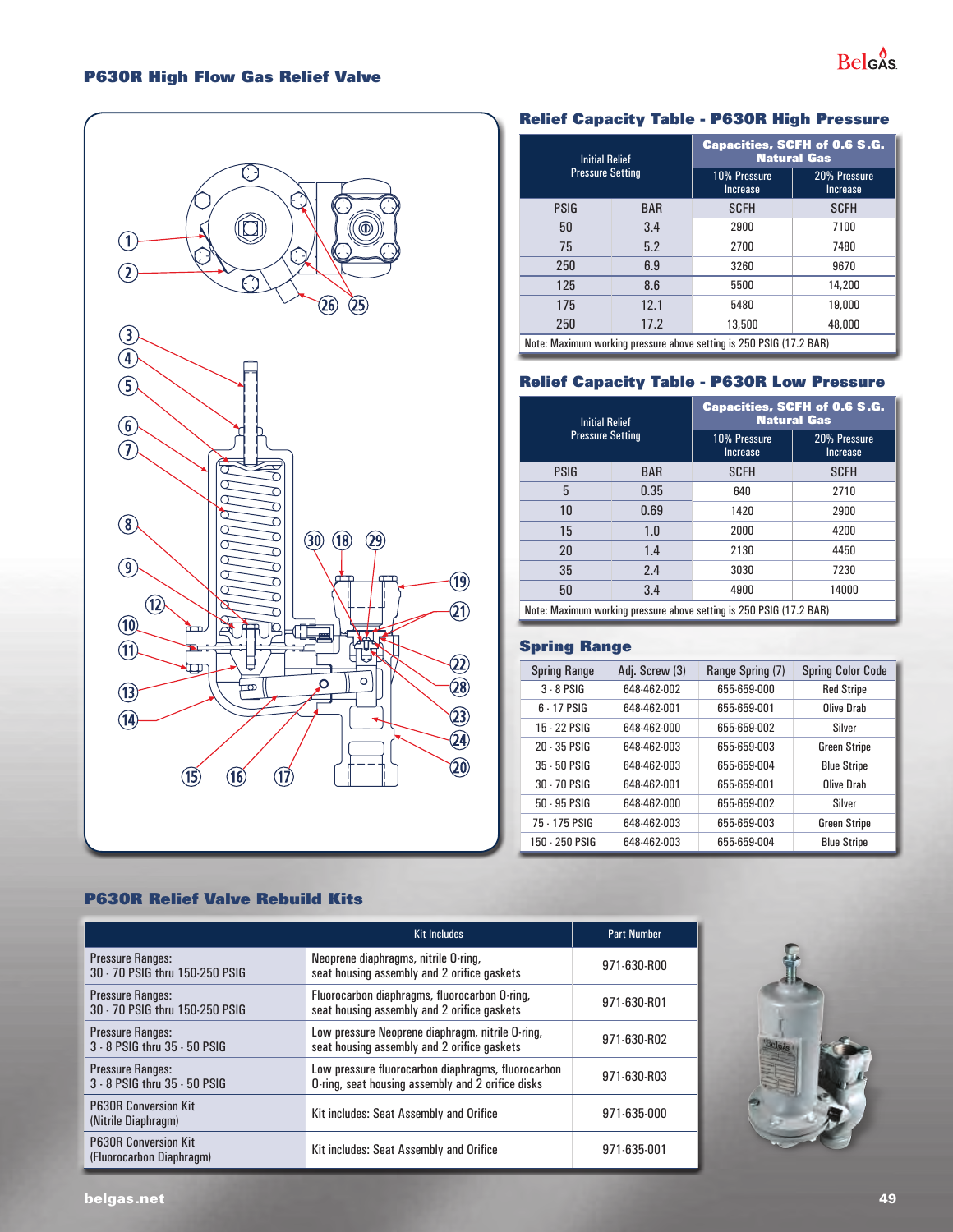## P630R High Flow Gas Relief Valve

### Relief Capacity Table - P630R High Pressure

| Initial Relief Pressure Setting | | Capacities, SCFH of 0.6 S.G. Natural Gas | |
|---|---|---|---|
| | | 10% Pressure Increase | 20% Pressure Increase |
| PSIG | BAR | SCFH | SCFH |
| 50 | 3.4 | 2900 | 7100 |
| 75 | 5.2 | 2700 | 7480 |
| 250 | 6.9 | 3260 | 9670 |
| 125 | 8.6 | 5500 | 14,200 |
| 175 | 12.1 | 5480 | 19,000 |
| 250 | 17.2 | 13,500 | 48,000 |

Note: Maximum working pressure above setting is 250 PSIG (17.2 BAR)

### Relief Capacity Table - P630R Low Pressure

| Initial Relief Pressure Setting | | Capacities, SCFH of 0.6 S.G. Natural Gas | |
|---|---|---|---|
| | | 10% Pressure Increase | 20% Pressure Increase |
| PSIG | BAR | SCFH | SCFH |
| 5 | 0.35 | 640 | 2710 |
| 10 | 0.69 | 1420 | 2900 |
| 15 | 1.0 | 2000 | 4200 |
| 20 | 1.4 | 2130 | 4450 |
| 35 | 2.4 | 3030 | 7230 |
| 50 | 3.4 | 4900 | 14000 |

Note: Maximum working pressure above setting is 250 PSIG (17.2 BAR)

### Spring Range

| Spring Range | Adj. Screw (3) | Range Spring (7) | Spring Color Code |
|---|---|---|---|
| 3 - 8 PSIG | 648-462-002 | 655-659-000 | Red Stripe |
| 6 - 17 PSIG | 648-462-001 | 655-659-001 | Olive Drab |
| 15 - 22 PSIG | 648-462-000 | 655-659-002 | Silver |
| 20 - 35 PSIG | 648-462-003 | 655-659-003 | Green Stripe |
| 35 - 50 PSIG | 648-462-003 | 655-659-004 | Blue Stripe |
| 30 - 70 PSIG | 648-462-001 | 655-659-001 | Olive Drab |
| 50 - 95 PSIG | 648-462-000 | 655-659-002 | Silver |
| 75 - 175 PSIG | 648-462-003 | 655-659-003 | Green Stripe |
| 150 - 250 PSIG | 648-462-003 | 655-659-004 | Blue Stripe |

### P630R Relief Valve Rebuild Kits

| | Kit Includes | Part Number |
|---|---|---|
| Pressure Ranges: 30 - 70 PSIG thru 150-250 PSIG | Neoprene diaphragms, nitrile O-ring, seat housing assembly and 2 orifice gaskets | 971-630-R00 |
| Pressure Ranges: 30 - 70 PSIG thru 150-250 PSIG | Fluorocarbon diaphragms, fluorocarbon O-ring, seat housing assembly and 2 orifice gaskets | 971-630-R01 |
| Pressure Ranges: 3 - 8 PSIG thru 35 - 50 PSIG | Low pressure Neoprene diaphragm, nitrile O-ring, seat housing assembly and 2 orifice gaskets | 971-630-R02 |
| Pressure Ranges: 3 - 8 PSIG thru 35 - 50 PSIG | Low pressure fluorocarbon diaphragms, fluorocarbon O-ring, seat housing assembly and 2 orifice disks | 971-630-R03 |
| P630R Conversion Kit (Nitrile Diaphragm) | Kit includes: Seat Assembly and Orifice | 971-635-000 |
| P630R Conversion Kit (Fluorocarbon Diaphragm) | Kit includes: Seat Assembly and Orifice | 971-635-001 |